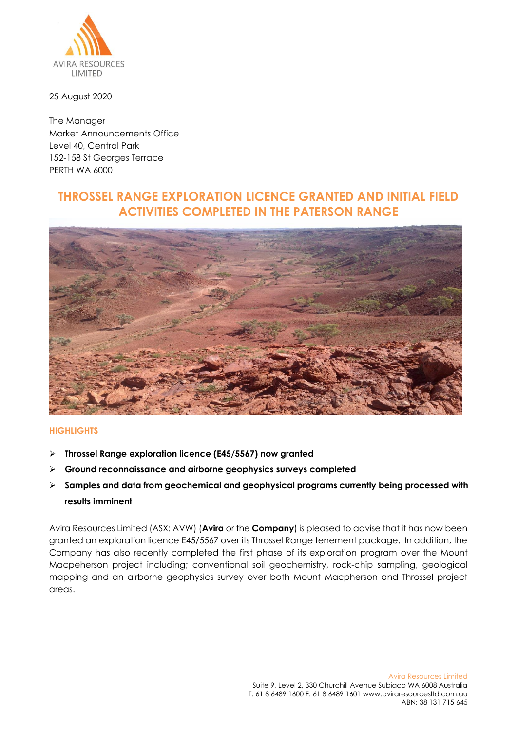25 August 2020

The Manager
Market Announcements Office
Level 40, Central Park
152-158 St Georges Terrace
PERTH WA 6000

# THROSSEL RANGE EXPLORATION LICENCE GRANTED AND INITIAL FIELD ACTIVITIES COMPLETED IN THE PATERSON RANGE

## HIGHLIGHTS

- **Throssel Range exploration licence (E45/5567) now granted**
- **Ground reconnaissance and airborne geophysics surveys completed**
- **Samples and data from geochemical and geophysical programs currently being processed with results imminent**

Avira Resources Limited (ASX: AVW) (**Avira** or the **Company**) is pleased to advise that it has now been granted an exploration licence E45/5567 over its Throssel Range tenement package. In addition, the Company has also recently completed the first phase of its exploration program over the Mount Macpeherson project including; conventional soil geochemistry, rock-chip sampling, geological mapping and an airborne geophysics survey over both Mount Macpherson and Throssel project areas.

Avira Resources Limited
Suite 9, Level 2, 330 Churchill Avenue Subiaco WA 6008 Australia
T: 61 8 6489 1600 F: 61 8 6489 1601 www.aviraresourcesltd.com.au
ABN: 38 131 715 645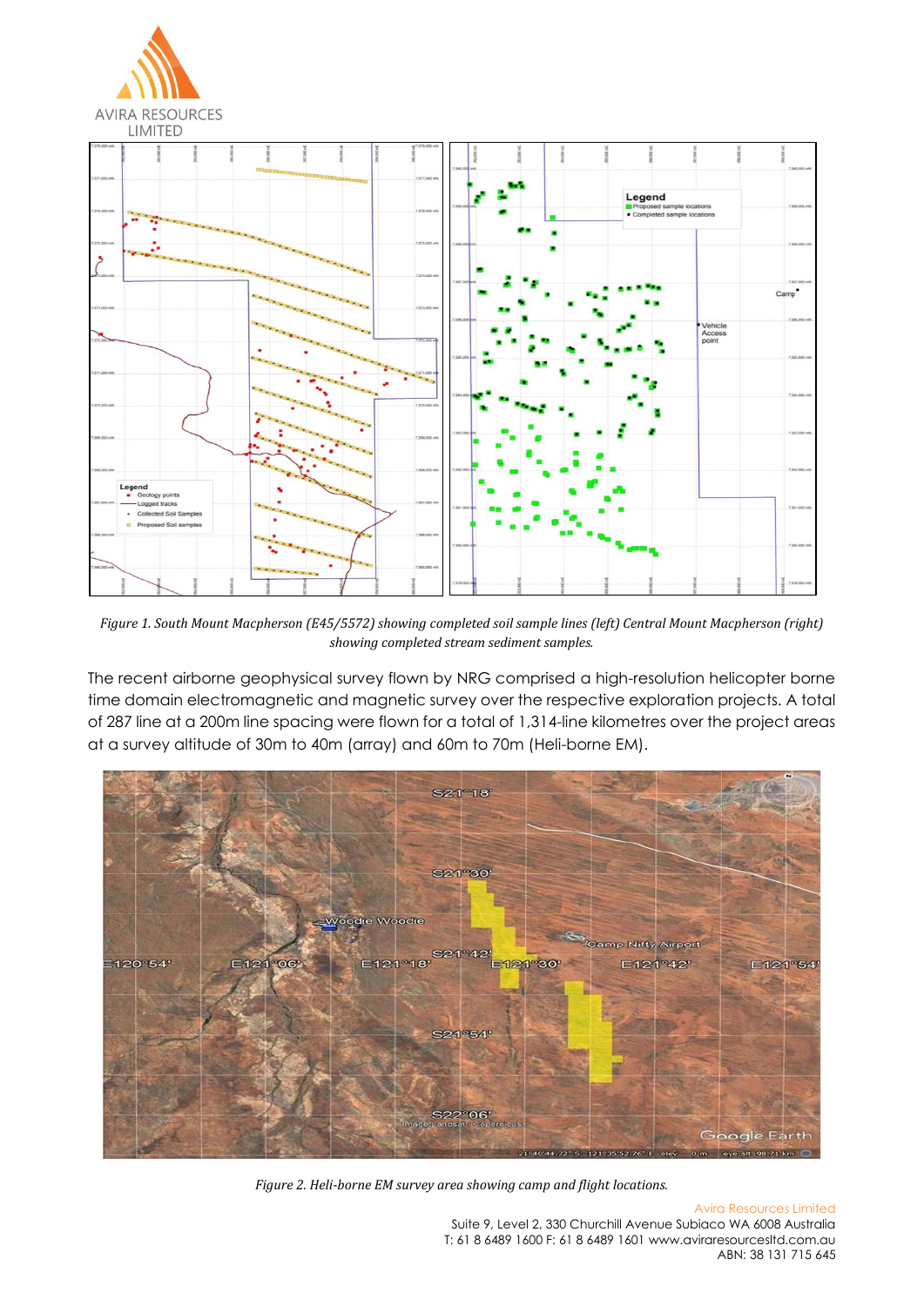*Figure 1. South Mount Macpherson (E45/5572) showing completed soil sample lines (left) Central Mount Macpherson (right) showing completed stream sediment samples.*

The recent airborne geophysical survey flown by NRG comprised a high-resolution helicopter borne time domain electromagnetic and magnetic survey over the respective exploration projects. A total of 287 line at a 200m line spacing were flown for a total of 1,314-line kilometres over the project areas at a survey altitude of 30m to 40m (array) and 60m to 70m (Heli-borne EM).

*Figure 2. Heli-borne EM survey area showing camp and flight locations.*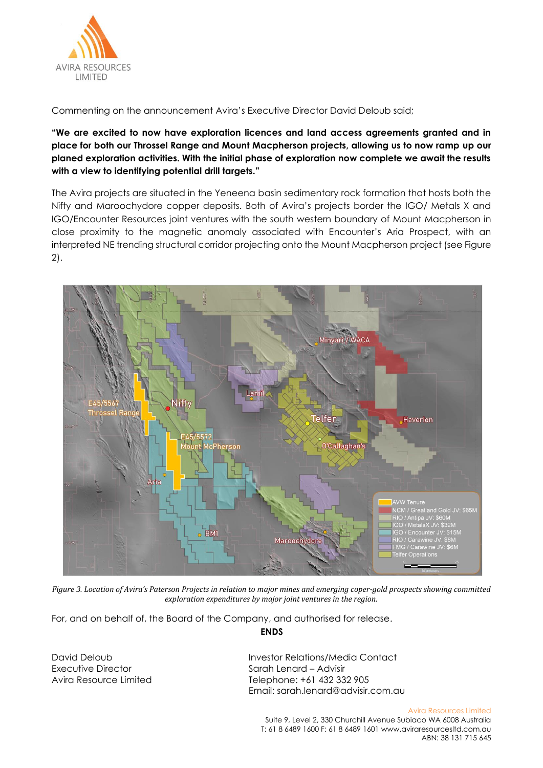Commenting on the announcement Avira's Executive Director David Deloub said;

**"We are excited to now have exploration licences and land access agreements granted and in place for both our Throssel Range and Mount Macpherson projects, allowing us to now ramp up our planed exploration activities. With the initial phase of exploration now complete we await the results with a view to identifying potential drill targets."**

The Avira projects are situated in the Yeneena basin sedimentary rock formation that hosts both the Nifty and Maroochydore copper deposits. Both of Avira's projects border the IGO/ Metals X and IGO/Encounter Resources joint ventures with the south western boundary of Mount Macpherson in close proximity to the magnetic anomaly associated with Encounter's Aria Prospect, with an interpreted NE trending structural corridor projecting onto the Mount Macpherson project (see Figure 2).

*Figure 3. Location of Avira's Paterson Projects in relation to major mines and emerging coper-gold prospects showing committed exploration expenditures by major joint ventures in the region.*

For, and on behalf of, the Board of the Company, and authorised for release.

**ENDS**

David Deloub
Executive Director
Avira Resource Limited

Investor Relations/Media Contact
Sarah Lenard – Advisir
Telephone: +61 432 332 905
Email: sarah.lenard@advisir.com.au

Avira Resources Limited
Suite 9, Level 2, 330 Churchill Avenue Subiaco WA 6008 Australia
T: 61 8 6489 1600 F: 61 8 6489 1601 www.aviraresourcesltd.com.au
ABN: 38 131 715 645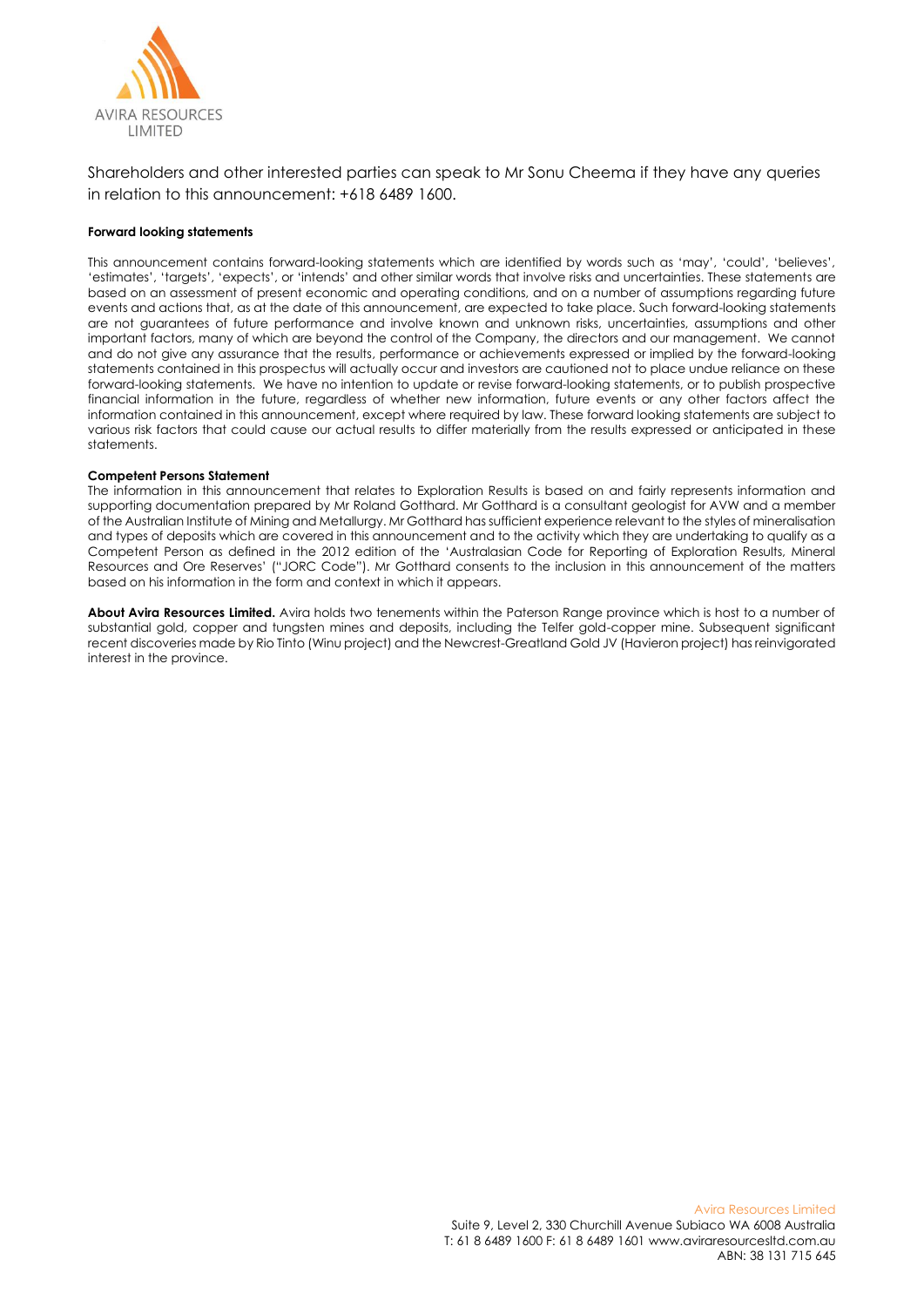AVIRA RESOURCES LIMITED

Shareholders and other interested parties can speak to Mr Sonu Cheema if they have any queries in relation to this announcement: +618 6489 1600.

**Forward looking statements**

This announcement contains forward-looking statements which are identified by words such as 'may', 'could', 'believes', 'estimates', 'targets', 'expects', or 'intends' and other similar words that involve risks and uncertainties. These statements are based on an assessment of present economic and operating conditions, and on a number of assumptions regarding future events and actions that, as at the date of this announcement, are expected to take place. Such forward-looking statements are not guarantees of future performance and involve known and unknown risks, uncertainties, assumptions and other important factors, many of which are beyond the control of the Company, the directors and our management. We cannot and do not give any assurance that the results, performance or achievements expressed or implied by the forward-looking statements contained in this prospectus will actually occur and investors are cautioned not to place undue reliance on these forward-looking statements. We have no intention to update or revise forward-looking statements, or to publish prospective financial information in the future, regardless of whether new information, future events or any other factors affect the information contained in this announcement, except where required by law. These forward looking statements are subject to various risk factors that could cause our actual results to differ materially from the results expressed or anticipated in these statements.

**Competent Persons Statement**

The information in this announcement that relates to Exploration Results is based on and fairly represents information and supporting documentation prepared by Mr Roland Gotthard. Mr Gotthard is a consultant geologist for AVW and a member of the Australian Institute of Mining and Metallurgy. Mr Gotthard has sufficient experience relevant to the styles of mineralisation and types of deposits which are covered in this announcement and to the activity which they are undertaking to qualify as a Competent Person as defined in the 2012 edition of the 'Australasian Code for Reporting of Exploration Results, Mineral Resources and Ore Reserves' ("JORC Code"). Mr Gotthard consents to the inclusion in this announcement of the matters based on his information in the form and context in which it appears.

**About Avira Resources Limited.** Avira holds two tenements within the Paterson Range province which is host to a number of substantial gold, copper and tungsten mines and deposits, including the Telfer gold-copper mine. Subsequent significant recent discoveries made by Rio Tinto (Winu project) and the Newcrest-Greatland Gold JV (Havieron project) has reinvigorated interest in the province.

Avira Resources Limited
Suite 9, Level 2, 330 Churchill Avenue Subiaco WA 6008 Australia
T: 61 8 6489 1600 F: 61 8 6489 1601 www.aviraresourcesltd.com.au
ABN: 38 131 715 645